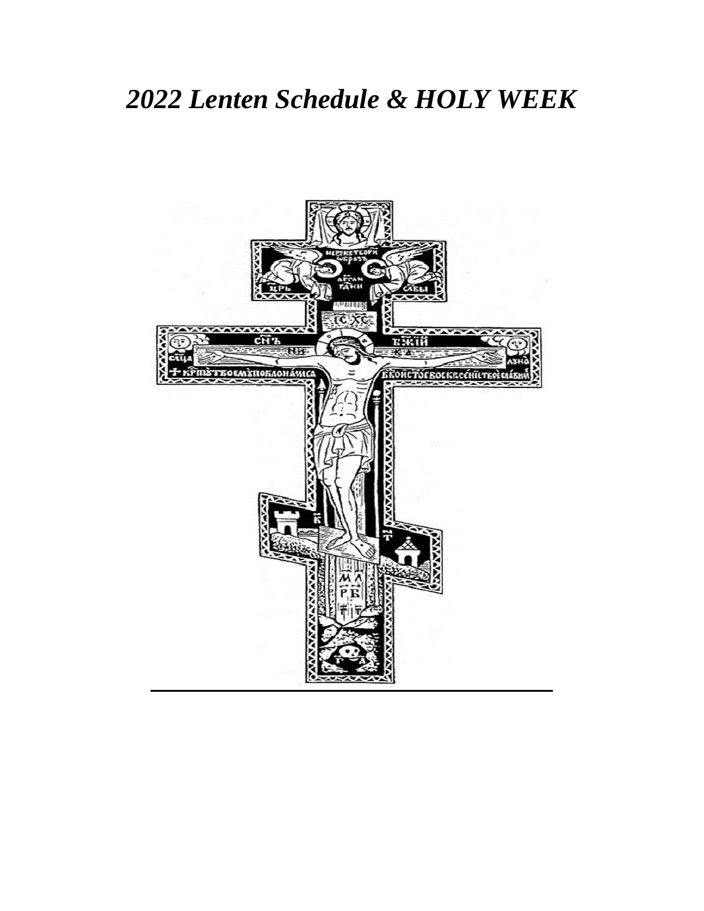# *2022 Lenten Schedule & HOLY WEEK*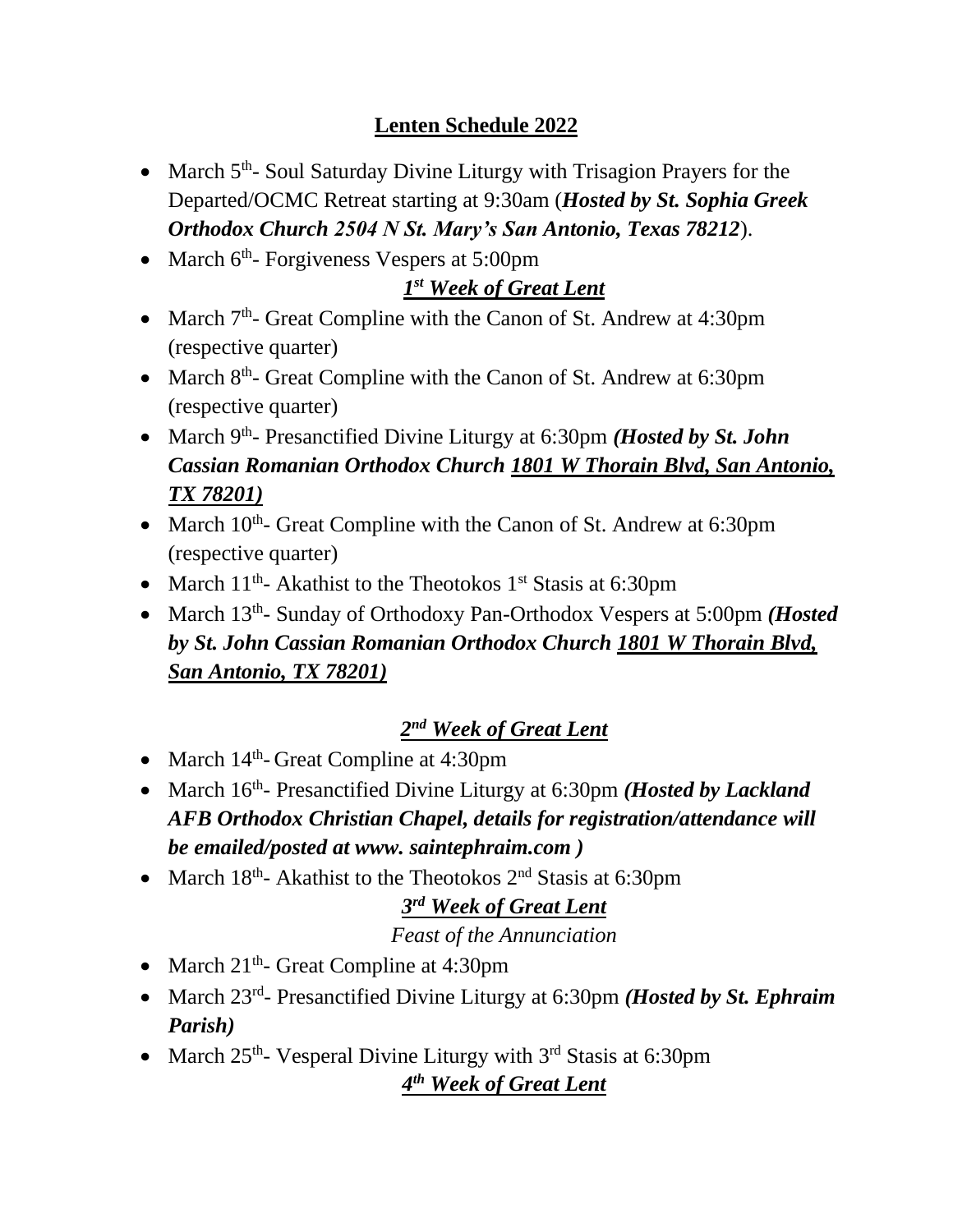# Lenten Schedule 2022

- March 5th- Soul Saturday Divine Liturgy with Trisagion Prayers for the Departed/OCMC Retreat starting at 9:30am (***Hosted by St. Sophia Greek Orthodox Church 2504 N St. Mary's San Antonio, Texas 78212***).
- March 6th- Forgiveness Vespers at 5:00pm

## *1st Week of Great Lent*

- March 7th- Great Compline with the Canon of St. Andrew at 4:30pm (respective quarter)
- March 8th- Great Compline with the Canon of St. Andrew at 6:30pm (respective quarter)
- March 9th- Presanctified Divine Liturgy at 6:30pm ***(Hosted by St. John Cassian Romanian Orthodox Church 1801 W Thorain Blvd, San Antonio, TX 78201)***
- March 10th- Great Compline with the Canon of St. Andrew at 6:30pm (respective quarter)
- March 11th- Akathist to the Theotokos 1st Stasis at 6:30pm
- March 13th- Sunday of Orthodoxy Pan-Orthodox Vespers at 5:00pm ***(Hosted by St. John Cassian Romanian Orthodox Church 1801 W Thorain Blvd, San Antonio, TX 78201)***

## *2nd Week of Great Lent*

- March 14th- Great Compline at 4:30pm
- March 16th- Presanctified Divine Liturgy at 6:30pm ***(Hosted by Lackland AFB Orthodox Christian Chapel, details for registration/attendance will be emailed/posted at www. saintephraim.com )***
- March 18th- Akathist to the Theotokos 2nd Stasis at 6:30pm

## *3rd Week of Great Lent*

*Feast of the Annunciation*

- March 21th- Great Compline at 4:30pm
- March 23rd- Presanctified Divine Liturgy at 6:30pm ***(Hosted by St. Ephraim Parish)***
- March 25th- Vesperal Divine Liturgy with 3rd Stasis at 6:30pm

## *4th Week of Great Lent*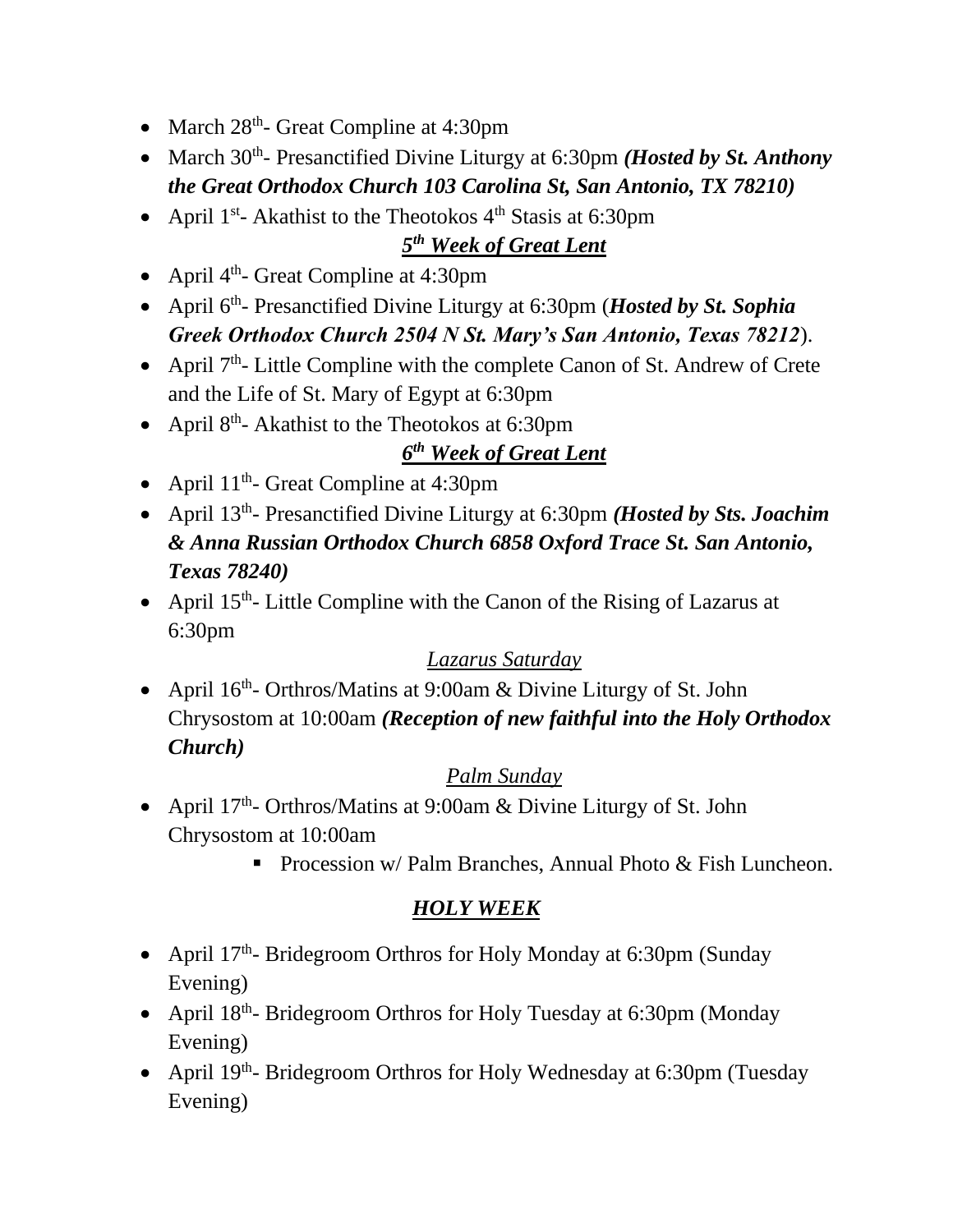- March 28th- Great Compline at 4:30pm
- March 30th- Presanctified Divine Liturgy at 6:30pm ***(Hosted by St. Anthony the Great Orthodox Church 103 Carolina St, San Antonio, TX 78210)***
- April 1st- Akathist to the Theotokos 4th Stasis at 6:30pm

***5th Week of Great Lent***

- April 4th- Great Compline at 4:30pm
- April 6th- Presanctified Divine Liturgy at 6:30pm (***Hosted by St. Sophia Greek Orthodox Church 2504 N St. Mary's San Antonio, Texas 78212***).
- April 7th- Little Compline with the complete Canon of St. Andrew of Crete and the Life of St. Mary of Egypt at 6:30pm
- April 8th- Akathist to the Theotokos at 6:30pm

***6th Week of Great Lent***

- April 11th- Great Compline at 4:30pm
- April 13th- Presanctified Divine Liturgy at 6:30pm ***(Hosted by Sts. Joachim & Anna Russian Orthodox Church 6858 Oxford Trace St. San Antonio, Texas 78240)***
- April 15th- Little Compline with the Canon of the Rising of Lazarus at 6:30pm

*Lazarus Saturday*

- April 16th- Orthros/Matins at 9:00am & Divine Liturgy of St. John Chrysostom at 10:00am ***(Reception of new faithful into the Holy Orthodox Church)***

*Palm Sunday*

- April 17th- Orthros/Matins at 9:00am & Divine Liturgy of St. John Chrysostom at 10:00am
    - Procession w/ Palm Branches, Annual Photo & Fish Luncheon.

***HOLY WEEK***

- April 17th- Bridegroom Orthros for Holy Monday at 6:30pm (Sunday Evening)
- April 18th- Bridegroom Orthros for Holy Tuesday at 6:30pm (Monday Evening)
- April 19th- Bridegroom Orthros for Holy Wednesday at 6:30pm (Tuesday Evening)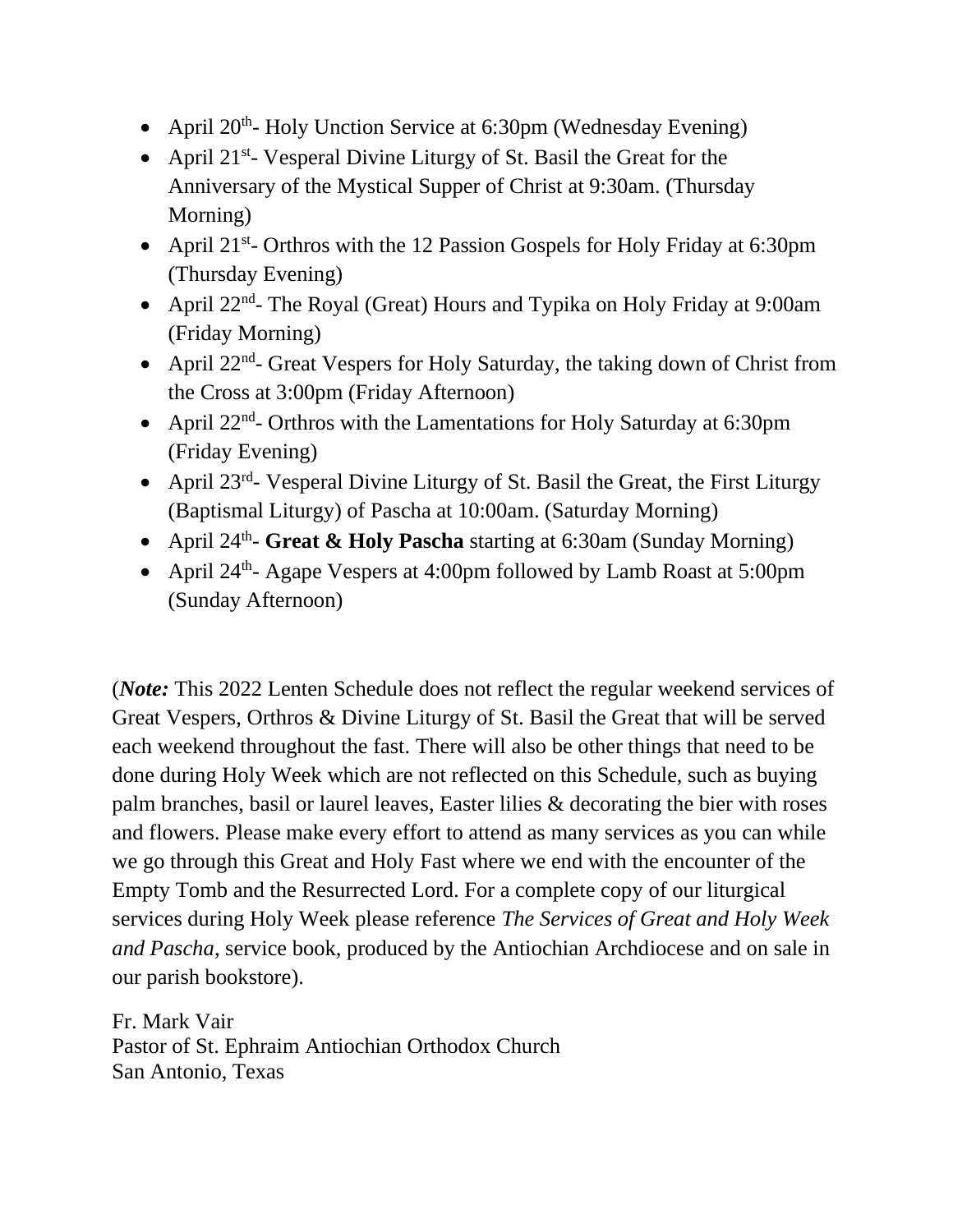- April 20th- Holy Unction Service at 6:30pm (Wednesday Evening)
- April 21st- Vesperal Divine Liturgy of St. Basil the Great for the Anniversary of the Mystical Supper of Christ at 9:30am. (Thursday Morning)
- April 21st- Orthros with the 12 Passion Gospels for Holy Friday at 6:30pm (Thursday Evening)
- April 22nd- The Royal (Great) Hours and Typika on Holy Friday at 9:00am (Friday Morning)
- April 22nd- Great Vespers for Holy Saturday, the taking down of Christ from the Cross at 3:00pm (Friday Afternoon)
- April 22nd- Orthros with the Lamentations for Holy Saturday at 6:30pm (Friday Evening)
- April 23rd- Vesperal Divine Liturgy of St. Basil the Great, the First Liturgy (Baptismal Liturgy) of Pascha at 10:00am. (Saturday Morning)
- April 24th- **Great & Holy Pascha** starting at 6:30am (Sunday Morning)
- April 24th- Agape Vespers at 4:00pm followed by Lamb Roast at 5:00pm (Sunday Afternoon)

(***Note:*** This 2022 Lenten Schedule does not reflect the regular weekend services of Great Vespers, Orthros & Divine Liturgy of St. Basil the Great that will be served each weekend throughout the fast. There will also be other things that need to be done during Holy Week which are not reflected on this Schedule, such as buying palm branches, basil or laurel leaves, Easter lilies & decorating the bier with roses and flowers. Please make every effort to attend as many services as you can while we go through this Great and Holy Fast where we end with the encounter of the Empty Tomb and the Resurrected Lord. For a complete copy of our liturgical services during Holy Week please reference *The Services of Great and Holy Week and Pascha*, service book, produced by the Antiochian Archdiocese and on sale in our parish bookstore).

Fr. Mark Vair
Pastor of St. Ephraim Antiochian Orthodox Church
San Antonio, Texas